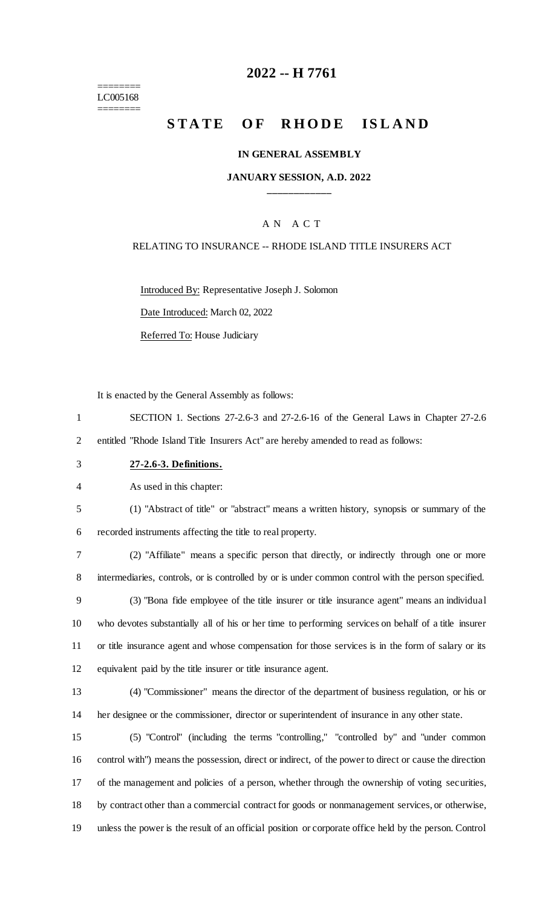========
LC005168
========

# 2022 -- H 7761

# STATE OF RHODE ISLAND

**IN GENERAL ASSEMBLY**

**JANUARY SESSION, A.D. 2022**

A N A C T

RELATING TO INSURANCE -- RHODE ISLAND TITLE INSURERS ACT

Introduced By: Representative Joseph J. Solomon

Date Introduced: March 02, 2022

Referred To: House Judiciary

It is enacted by the General Assembly as follows:

1 SECTION 1. Sections 27-2.6-3 and 27-2.6-16 of the General Laws in Chapter 27-2.6
2 entitled "Rhode Island Title Insurers Act" are hereby amended to read as follows:

3 **27-2.6-3. Definitions.**

4 As used in this chapter:

5 (1) "Abstract of title" or "abstract" means a written history, synopsis or summary of the
6 recorded instruments affecting the title to real property.

7 (2) "Affiliate" means a specific person that directly, or indirectly through one or more
8 intermediaries, controls, or is controlled by or is under common control with the person specified.

9 (3) "Bona fide employee of the title insurer or title insurance agent" means an individual
10 who devotes substantially all of his or her time to performing services on behalf of a title insurer
11 or title insurance agent and whose compensation for those services is in the form of salary or its
12 equivalent paid by the title insurer or title insurance agent.

13 (4) "Commissioner" means the director of the department of business regulation, or his or
14 her designee or the commissioner, director or superintendent of insurance in any other state.

15 (5) "Control" (including the terms "controlling," "controlled by" and "under common
16 control with") means the possession, direct or indirect, of the power to direct or cause the direction
17 of the management and policies of a person, whether through the ownership of voting securities,
18 by contract other than a commercial contract for goods or nonmanagement services, or otherwise,
19 unless the power is the result of an official position or corporate office held by the person. Control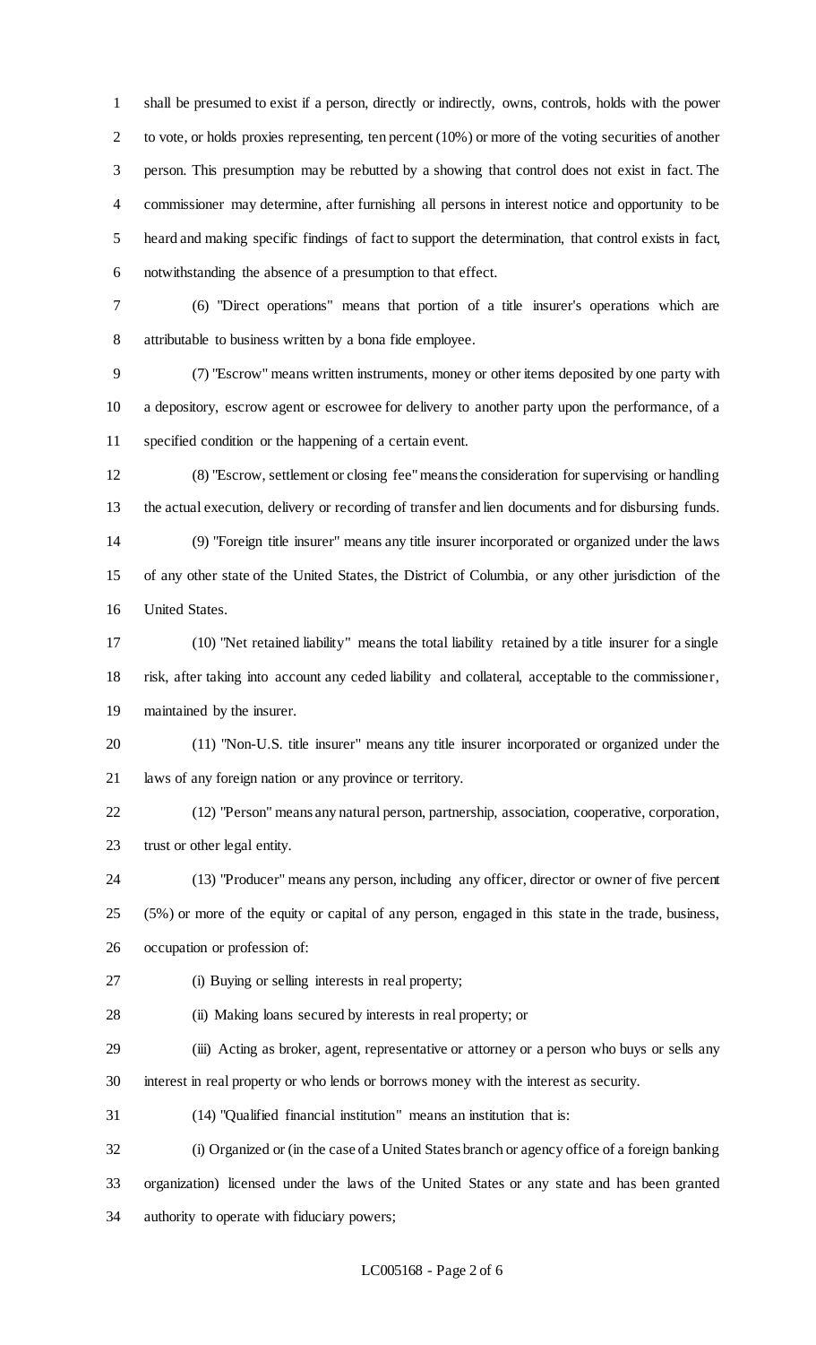shall be presumed to exist if a person, directly or indirectly, owns, controls, holds with the power to vote, or holds proxies representing, ten percent (10%) or more of the voting securities of another person. This presumption may be rebutted by a showing that control does not exist in fact. The commissioner may determine, after furnishing all persons in interest notice and opportunity to be heard and making specific findings of fact to support the determination, that control exists in fact, notwithstanding the absence of a presumption to that effect.

(6) "Direct operations" means that portion of a title insurer's operations which are attributable to business written by a bona fide employee.

(7) "Escrow" means written instruments, money or other items deposited by one party with a depository, escrow agent or escrowee for delivery to another party upon the performance, of a specified condition or the happening of a certain event.

(8) "Escrow, settlement or closing fee" means the consideration for supervising or handling the actual execution, delivery or recording of transfer and lien documents and for disbursing funds.

(9) "Foreign title insurer" means any title insurer incorporated or organized under the laws of any other state of the United States, the District of Columbia, or any other jurisdiction of the United States.

(10) "Net retained liability" means the total liability retained by a title insurer for a single risk, after taking into account any ceded liability and collateral, acceptable to the commissioner, maintained by the insurer.

(11) "Non-U.S. title insurer" means any title insurer incorporated or organized under the laws of any foreign nation or any province or territory.

(12) "Person" means any natural person, partnership, association, cooperative, corporation, trust or other legal entity.

(13) "Producer" means any person, including any officer, director or owner of five percent (5%) or more of the equity or capital of any person, engaged in this state in the trade, business, occupation or profession of:

(i) Buying or selling interests in real property;

(ii) Making loans secured by interests in real property; or

(iii) Acting as broker, agent, representative or attorney or a person who buys or sells any interest in real property or who lends or borrows money with the interest as security.

(14) "Qualified financial institution" means an institution that is:

(i) Organized or (in the case of a United States branch or agency office of a foreign banking organization) licensed under the laws of the United States or any state and has been granted authority to operate with fiduciary powers;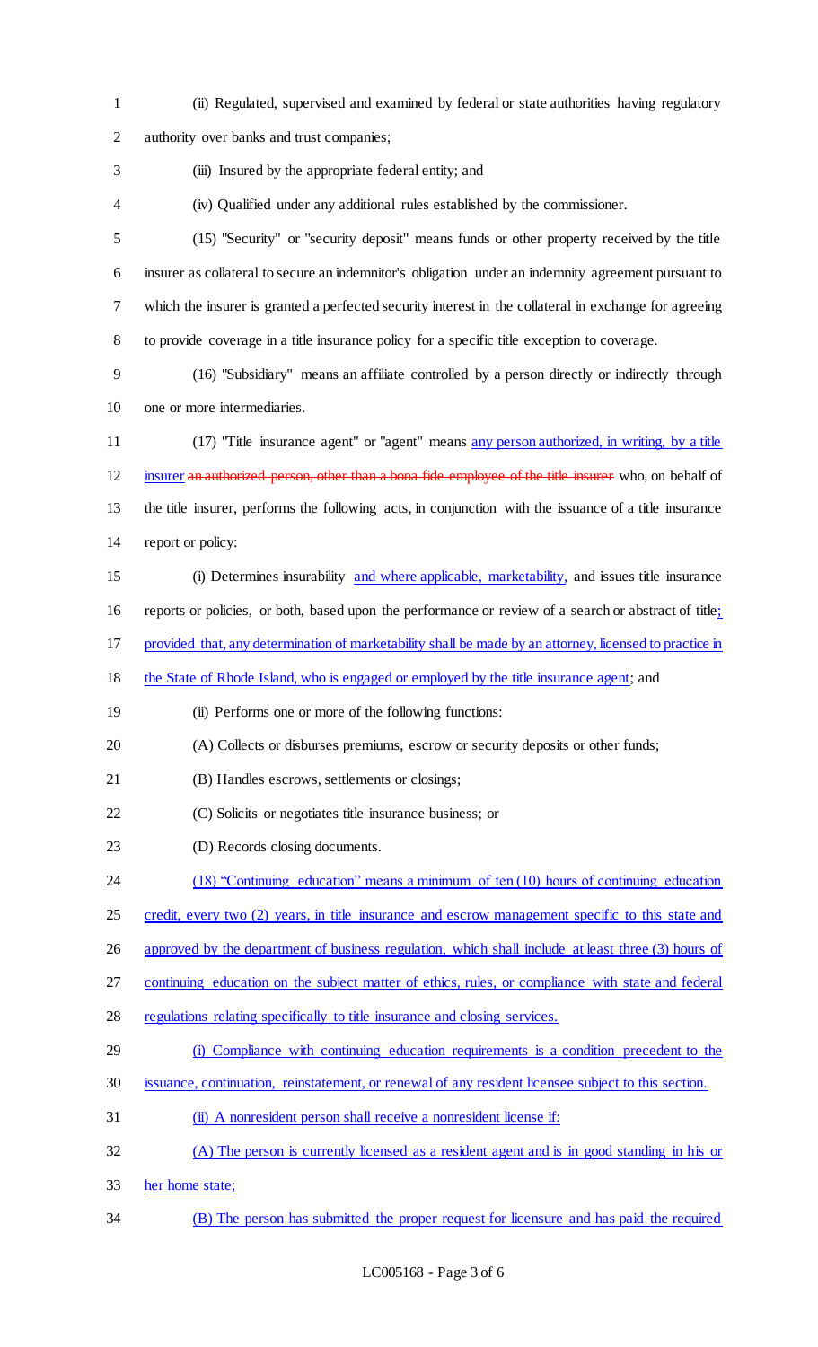(ii) Regulated, supervised and examined by federal or state authorities having regulatory authority over banks and trust companies;

(iii) Insured by the appropriate federal entity; and

(iv) Qualified under any additional rules established by the commissioner.

(15) "Security" or "security deposit" means funds or other property received by the title insurer as collateral to secure an indemnitor's obligation under an indemnity agreement pursuant to which the insurer is granted a perfected security interest in the collateral in exchange for agreeing to provide coverage in a title insurance policy for a specific title exception to coverage.

(16) "Subsidiary" means an affiliate controlled by a person directly or indirectly through one or more intermediaries.

(17) "Title insurance agent" or "agent" means <u>any person authorized, in writing, by a title insurer</u> ~~an authorized person, other than a bona fide employee of the title insurer~~ who, on behalf of the title insurer, performs the following acts, in conjunction with the issuance of a title insurance report or policy:

(i) Determines insurability <u>and where applicable, marketability,</u> and issues title insurance reports or policies, or both, based upon the performance or review of a search or abstract of title<u>; provided that, any determination of marketability shall be made by an attorney, licensed to practice in the State of Rhode Island, who is engaged or employed by the title insurance agent</u>; and

(ii) Performs one or more of the following functions:

(A) Collects or disburses premiums, escrow or security deposits or other funds;

(B) Handles escrows, settlements or closings;

(C) Solicits or negotiates title insurance business; or

(D) Records closing documents.

<u>(18) "Continuing education" means a minimum of ten (10) hours of continuing education credit, every two (2) years, in title insurance and escrow management specific to this state and approved by the department of business regulation, which shall include at least three (3) hours of continuing education on the subject matter of ethics, rules, or compliance with state and federal regulations relating specifically to title insurance and closing services.</u>

<u>(i) Compliance with continuing education requirements is a condition precedent to the issuance, continuation, reinstatement, or renewal of any resident licensee subject to this section.</u>

<u>(ii) A nonresident person shall receive a nonresident license if:</u>

<u>(A) The person is currently licensed as a resident agent and is in good standing in his or her home state;</u>

<u>(B) The person has submitted the proper request for licensure and has paid the required</u>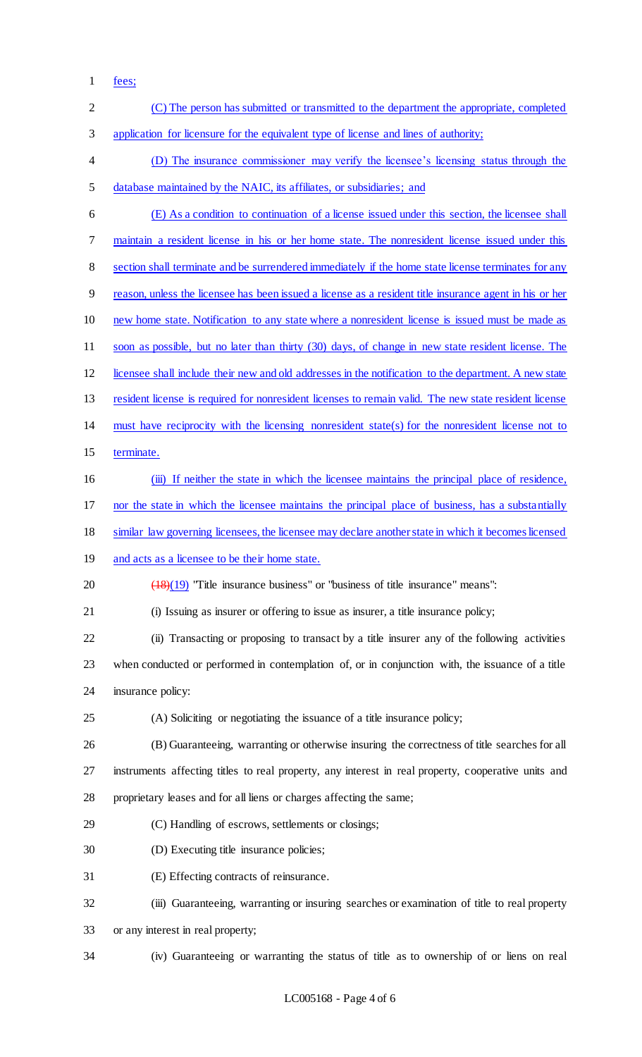fees;

(C) The person has submitted or transmitted to the department the appropriate, completed application for licensure for the equivalent type of license and lines of authority;

(D) The insurance commissioner may verify the licensee's licensing status through the database maintained by the NAIC, its affiliates, or subsidiaries; and

(E) As a condition to continuation of a license issued under this section, the licensee shall maintain a resident license in his or her home state. The nonresident license issued under this section shall terminate and be surrendered immediately if the home state license terminates for any reason, unless the licensee has been issued a license as a resident title insurance agent in his or her new home state. Notification to any state where a nonresident license is issued must be made as soon as possible, but no later than thirty (30) days, of change in new state resident license. The licensee shall include their new and old addresses in the notification to the department. A new state resident license is required for nonresident licenses to remain valid. The new state resident license must have reciprocity with the licensing nonresident state(s) for the nonresident license not to terminate.

(iii) If neither the state in which the licensee maintains the principal place of residence, nor the state in which the licensee maintains the principal place of business, has a substantially similar law governing licensees, the licensee may declare another state in which it becomes licensed and acts as a licensee to be their home state.

~~(18)~~(19) "Title insurance business" or "business of title insurance" means":

(i) Issuing as insurer or offering to issue as insurer, a title insurance policy;

(ii) Transacting or proposing to transact by a title insurer any of the following activities when conducted or performed in contemplation of, or in conjunction with, the issuance of a title insurance policy:

(A) Soliciting or negotiating the issuance of a title insurance policy;

(B) Guaranteeing, warranting or otherwise insuring the correctness of title searches for all instruments affecting titles to real property, any interest in real property, cooperative units and proprietary leases and for all liens or charges affecting the same;

(C) Handling of escrows, settlements or closings;

(D) Executing title insurance policies;

(E) Effecting contracts of reinsurance.

(iii) Guaranteeing, warranting or insuring searches or examination of title to real property or any interest in real property;

(iv) Guaranteeing or warranting the status of title as to ownership of or liens on real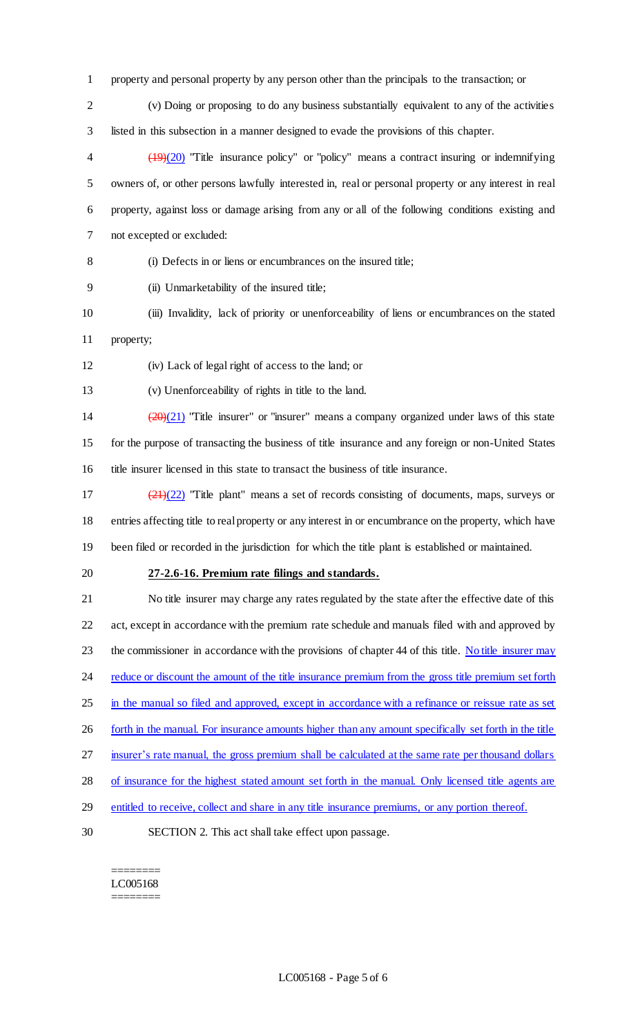property and personal property by any person other than the principals to the transaction; or

(v) Doing or proposing to do any business substantially equivalent to any of the activities listed in this subsection in a manner designed to evade the provisions of this chapter.

~~(19)~~(20) "Title insurance policy" or "policy" means a contract insuring or indemnifying owners of, or other persons lawfully interested in, real or personal property or any interest in real property, against loss or damage arising from any or all of the following conditions existing and not excepted or excluded:

(i) Defects in or liens or encumbrances on the insured title;

(ii) Unmarketability of the insured title;

(iii) Invalidity, lack of priority or unenforceability of liens or encumbrances on the stated property;

(iv) Lack of legal right of access to the land; or

(v) Unenforceability of rights in title to the land.

~~(20)~~(21) "Title insurer" or "insurer" means a company organized under laws of this state for the purpose of transacting the business of title insurance and any foreign or non-United States title insurer licensed in this state to transact the business of title insurance.

~~(21)~~(22) "Title plant" means a set of records consisting of documents, maps, surveys or entries affecting title to real property or any interest in or encumbrance on the property, which have been filed or recorded in the jurisdiction for which the title plant is established or maintained.

**27-2.6-16. Premium rate filings and standards.**

No title insurer may charge any rates regulated by the state after the effective date of this act, except in accordance with the premium rate schedule and manuals filed with and approved by the commissioner in accordance with the provisions of chapter 44 of this title. No title insurer may reduce or discount the amount of the title insurance premium from the gross title premium set forth in the manual so filed and approved, except in accordance with a refinance or reissue rate as set forth in the manual. For insurance amounts higher than any amount specifically set forth in the title insurer's rate manual, the gross premium shall be calculated at the same rate per thousand dollars of insurance for the highest stated amount set forth in the manual. Only licensed title agents are entitled to receive, collect and share in any title insurance premiums, or any portion thereof.

SECTION 2. This act shall take effect upon passage.

========
LC005168
========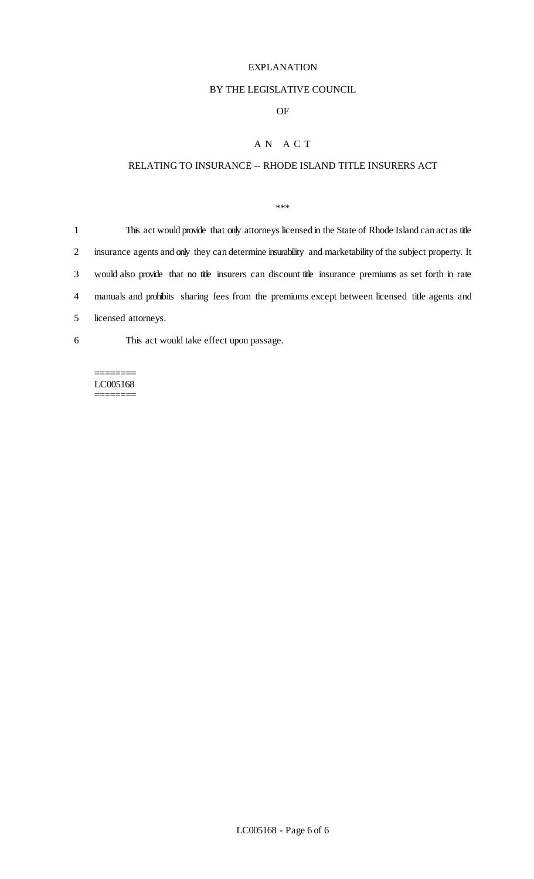EXPLANATION

BY THE LEGISLATIVE COUNCIL

OF

A N A C T

RELATING TO INSURANCE -- RHODE ISLAND TITLE INSURERS ACT

\*\*\*

1 This act would provide that only attorneys licensed in the State of Rhode Island can act as title
2 insurance agents and only they can determine insurability and marketability of the subject property. It
3 would also provide that no title insurers can discount title insurance premiums as set forth in rate
4 manuals and prohibits sharing fees from the premiums except between licensed title agents and
5 licensed attorneys.

6 This act would take effect upon passage.

========
LC005168
========